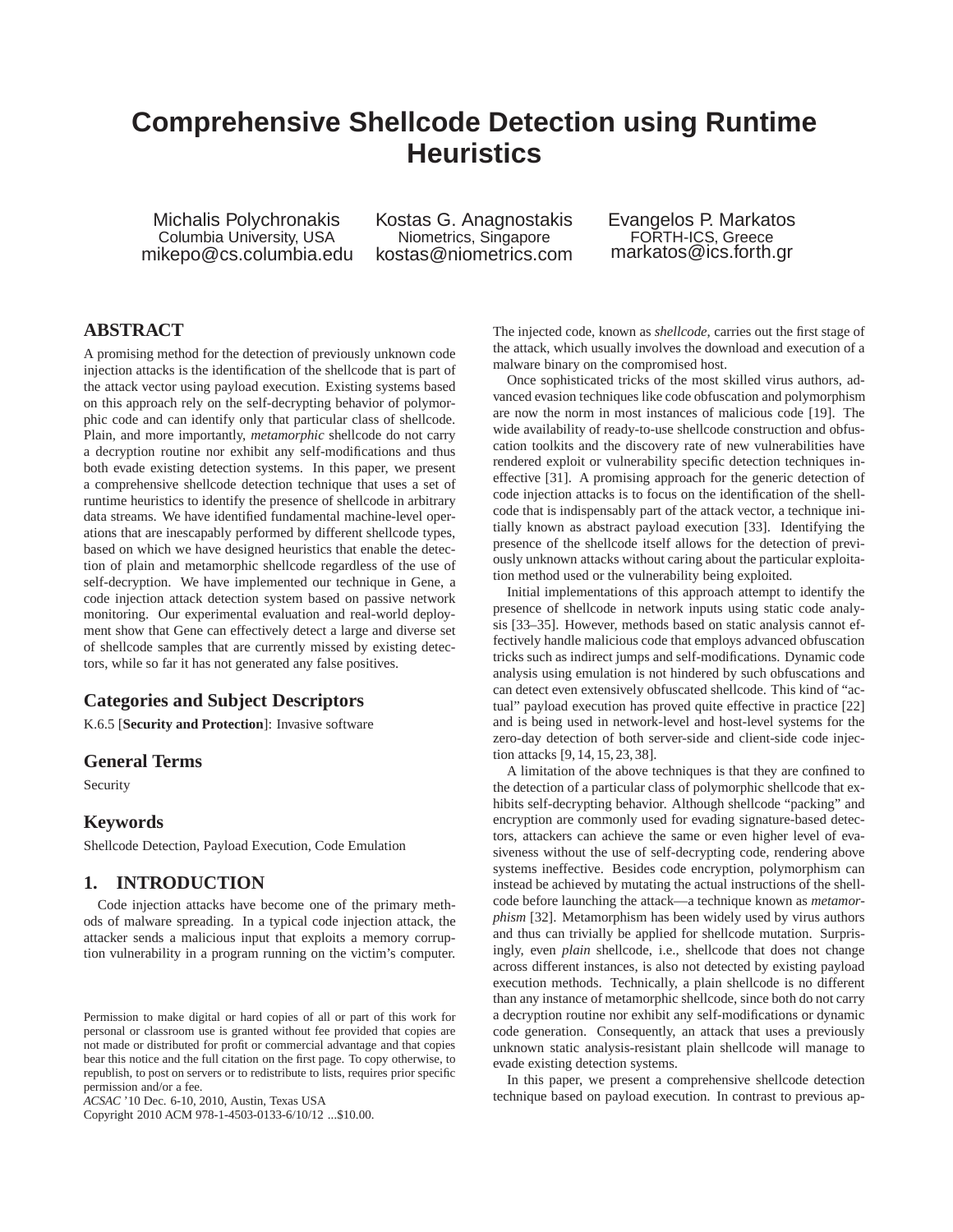# Comprehensive Shellcode Detection using Runtime Heuristics

Michalis Polychronakis
Columbia University, USA
mikepo@cs.columbia.edu

Kostas G. Anagnostakis
Niometrics, Singapore
kostas@niometrics.com

Evangelos P. Markatos
FORTH-ICS, Greece
markatos@ics.forth.gr

## ABSTRACT

A promising method for the detection of previously unknown code injection attacks is the identification of the shellcode that is part of the attack vector using payload execution. Existing systems based on this approach rely on the self-decrypting behavior of polymorphic code and can identify only that particular class of shellcode. Plain, and more importantly, *metamorphic* shellcode do not carry a decryption routine nor exhibit any self-modifications and thus both evade existing detection systems. In this paper, we present a comprehensive shellcode detection technique that uses a set of runtime heuristics to identify the presence of shellcode in arbitrary data streams. We have identified fundamental machine-level operations that are inescapably performed by different shellcode types, based on which we have designed heuristics that enable the detection of plain and metamorphic shellcode regardless of the use of self-decryption. We have implemented our technique in Gene, a code injection attack detection system based on passive network monitoring. Our experimental evaluation and real-world deployment show that Gene can effectively detect a large and diverse set of shellcode samples that are currently missed by existing detectors, while so far it has not generated any false positives.

## Categories and Subject Descriptors

K.6.5 [**Security and Protection**]: Invasive software

## General Terms

Security

## Keywords

Shellcode Detection, Payload Execution, Code Emulation

## 1. INTRODUCTION

Code injection attacks have become one of the primary methods of malware spreading. In a typical code injection attack, the attacker sends a malicious input that exploits a memory corruption vulnerability in a program running on the victim's computer. The injected code, known as *shellcode*, carries out the first stage of the attack, which usually involves the download and execution of a malware binary on the compromised host.

Once sophisticated tricks of the most skilled virus authors, advanced evasion techniques like code obfuscation and polymorphism are now the norm in most instances of malicious code [19]. The wide availability of ready-to-use shellcode construction and obfuscation toolkits and the discovery rate of new vulnerabilities have rendered exploit or vulnerability specific detection techniques ineffective [31]. A promising approach for the generic detection of code injection attacks is to focus on the identification of the shellcode that is indispensably part of the attack vector, a technique initially known as abstract payload execution [33]. Identifying the presence of the shellcode itself allows for the detection of previously unknown attacks without caring about the particular exploitation method used or the vulnerability being exploited.

Initial implementations of this approach attempt to identify the presence of shellcode in network inputs using static code analysis [33–35]. However, methods based on static analysis cannot effectively handle malicious code that employs advanced obfuscation tricks such as indirect jumps and self-modifications. Dynamic code analysis using emulation is not hindered by such obfuscations and can detect even extensively obfuscated shellcode. This kind of "actual" payload execution has proved quite effective in practice [22] and is being used in network-level and host-level systems for the zero-day detection of both server-side and client-side code injection attacks [9, 14, 15, 23, 38].

A limitation of the above techniques is that they are confined to the detection of a particular class of polymorphic shellcode that exhibits self-decrypting behavior. Although shellcode "packing" and encryption are commonly used for evading signature-based detectors, attackers can achieve the same or even higher level of evasiveness without the use of self-decrypting code, rendering above systems ineffective. Besides code encryption, polymorphism can instead be achieved by mutating the actual instructions of the shellcode before launching the attack—a technique known as *metamorphism* [32]. Metamorphism has been widely used by virus authors and thus can trivially be applied for shellcode mutation. Surprisingly, even *plain* shellcode, i.e., shellcode that does not change across different instances, is also not detected by existing payload execution methods. Technically, a plain shellcode is no different than any instance of metamorphic shellcode, since both do not carry a decryption routine nor exhibit any self-modifications or dynamic code generation. Consequently, an attack that uses a previously unknown static analysis-resistant plain shellcode will manage to evade existing detection systems.

In this paper, we present a comprehensive shellcode detection technique based on payload execution. In contrast to previous ap-

Permission to make digital or hard copies of all or part of this work for personal or classroom use is granted without fee provided that copies are not made or distributed for profit or commercial advantage and that copies bear this notice and the full citation on the first page. To copy otherwise, to republish, to post on servers or to redistribute to lists, requires prior specific permission and/or a fee.
*ACSAC* '10 Dec. 6-10, 2010, Austin, Texas USA
Copyright 2010 ACM 978-1-4503-0133-6/10/12 ...$10.00.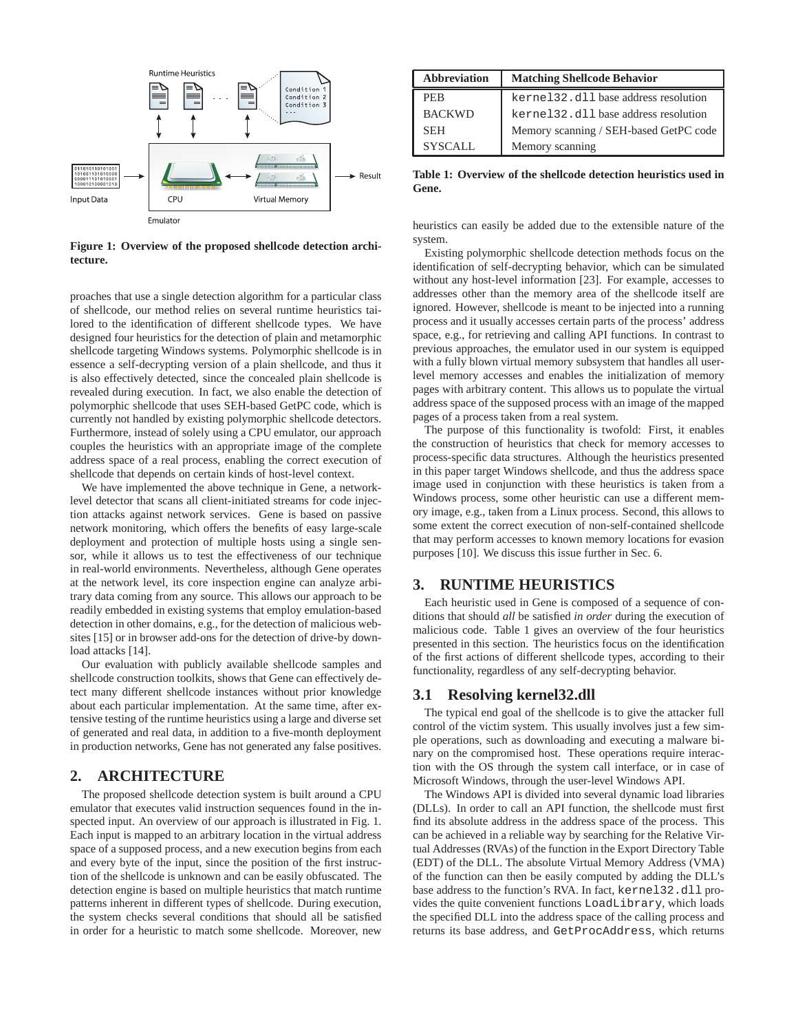Figure 1: Overview of the proposed shellcode detection architecture.

proaches that use a single detection algorithm for a particular class of shellcode, our method relies on several runtime heuristics tailored to the identification of different shellcode types. We have designed four heuristics for the detection of plain and metamorphic shellcode targeting Windows systems. Polymorphic shellcode is in essence a self-decrypting version of a plain shellcode, and thus it is also effectively detected, since the concealed plain shellcode is revealed during execution. In fact, we also enable the detection of polymorphic shellcode that uses SEH-based GetPC code, which is currently not handled by existing polymorphic shellcode detectors. Furthermore, instead of solely using a CPU emulator, our approach couples the heuristics with an appropriate image of the complete address space of a real process, enabling the correct execution of shellcode that depends on certain kinds of host-level context.

We have implemented the above technique in Gene, a network-level detector that scans all client-initiated streams for code injection attacks against network services. Gene is based on passive network monitoring, which offers the benefits of easy large-scale deployment and protection of multiple hosts using a single sensor, while it allows us to test the effectiveness of our technique in real-world environments. Nevertheless, although Gene operates at the network level, its core inspection engine can analyze arbitrary data coming from any source. This allows our approach to be readily embedded in existing systems that employ emulation-based detection in other domains, e.g., for the detection of malicious websites [15] or in browser add-ons for the detection of drive-by download attacks [14].

Our evaluation with publicly available shellcode samples and shellcode construction toolkits, shows that Gene can effectively detect many different shellcode instances without prior knowledge about each particular implementation. At the same time, after extensive testing of the runtime heuristics using a large and diverse set of generated and real data, in addition to a five-month deployment in production networks, Gene has not generated any false positives.

## 2. ARCHITECTURE

The proposed shellcode detection system is built around a CPU emulator that executes valid instruction sequences found in the inspected input. An overview of our approach is illustrated in Fig. 1. Each input is mapped to an arbitrary location in the virtual address space of a supposed process, and a new execution begins from each and every byte of the input, since the position of the first instruction of the shellcode is unknown and can be easily obfuscated. The detection engine is based on multiple heuristics that match runtime patterns inherent in different types of shellcode. During execution, the system checks several conditions that should all be satisfied in order for a heuristic to match some shellcode. Moreover, new heuristics can easily be added due to the extensible nature of the system.

Existing polymorphic shellcode detection methods focus on the identification of self-decrypting behavior, which can be simulated without any host-level information [23]. For example, accesses to addresses other than the memory area of the shellcode itself are ignored. However, shellcode is meant to be injected into a running process and it usually accesses certain parts of the process' address space, e.g., for retrieving and calling API functions. In contrast to previous approaches, the emulator used in our system is equipped with a fully blown virtual memory subsystem that handles all user-level memory accesses and enables the initialization of memory pages with arbitrary content. This allows us to populate the virtual address space of the supposed process with an image of the mapped pages of a process taken from a real system.

The purpose of this functionality is twofold: First, it enables the construction of heuristics that check for memory accesses to process-specific data structures. Although the heuristics presented in this paper target Windows shellcode, and thus the address space image used in conjunction with these heuristics is taken from a Windows process, some other heuristic can use a different memory image, e.g., taken from a Linux process. Second, this allows to some extent the correct execution of non-self-contained shellcode that may perform accesses to known memory locations for evasion purposes [10]. We discuss this issue further in Sec. 6.

| Abbreviation | Matching Shellcode Behavior |
|---|---|
| PEB | `kernel32.dll` base address resolution |
| BACKWD | `kernel32.dll` base address resolution |
| SEH | Memory scanning / SEH-based GetPC code |
| SYSCALL | Memory scanning |

**Table 1: Overview of the shellcode detection heuristics used in Gene.**

## 3. RUNTIME HEURISTICS

Each heuristic used in Gene is composed of a sequence of conditions that should *all* be satisfied *in order* during the execution of malicious code. Table 1 gives an overview of the four heuristics presented in this section. The heuristics focus on the identification of the first actions of different shellcode types, according to their functionality, regardless of any self-decrypting behavior.

### 3.1 Resolving kernel32.dll

The typical end goal of the shellcode is to give the attacker full control of the victim system. This usually involves just a few simple operations, such as downloading and executing a malware binary on the compromised host. These operations require interaction with the OS through the system call interface, or in case of Microsoft Windows, through the user-level Windows API.

The Windows API is divided into several dynamic load libraries (DLLs). In order to call an API function, the shellcode must first find its absolute address in the address space of the process. This can be achieved in a reliable way by searching for the Relative Virtual Addresses (RVAs) of the function in the Export Directory Table (EDT) of the DLL. The absolute Virtual Memory Address (VMA) of the function can then be easily computed by adding the DLL's base address to the function's RVA. In fact, `kernel32.dll` provides the quite convenient functions `LoadLibrary`, which loads the specified DLL into the address space of the calling process and returns its base address, and `GetProcAddress`, which returns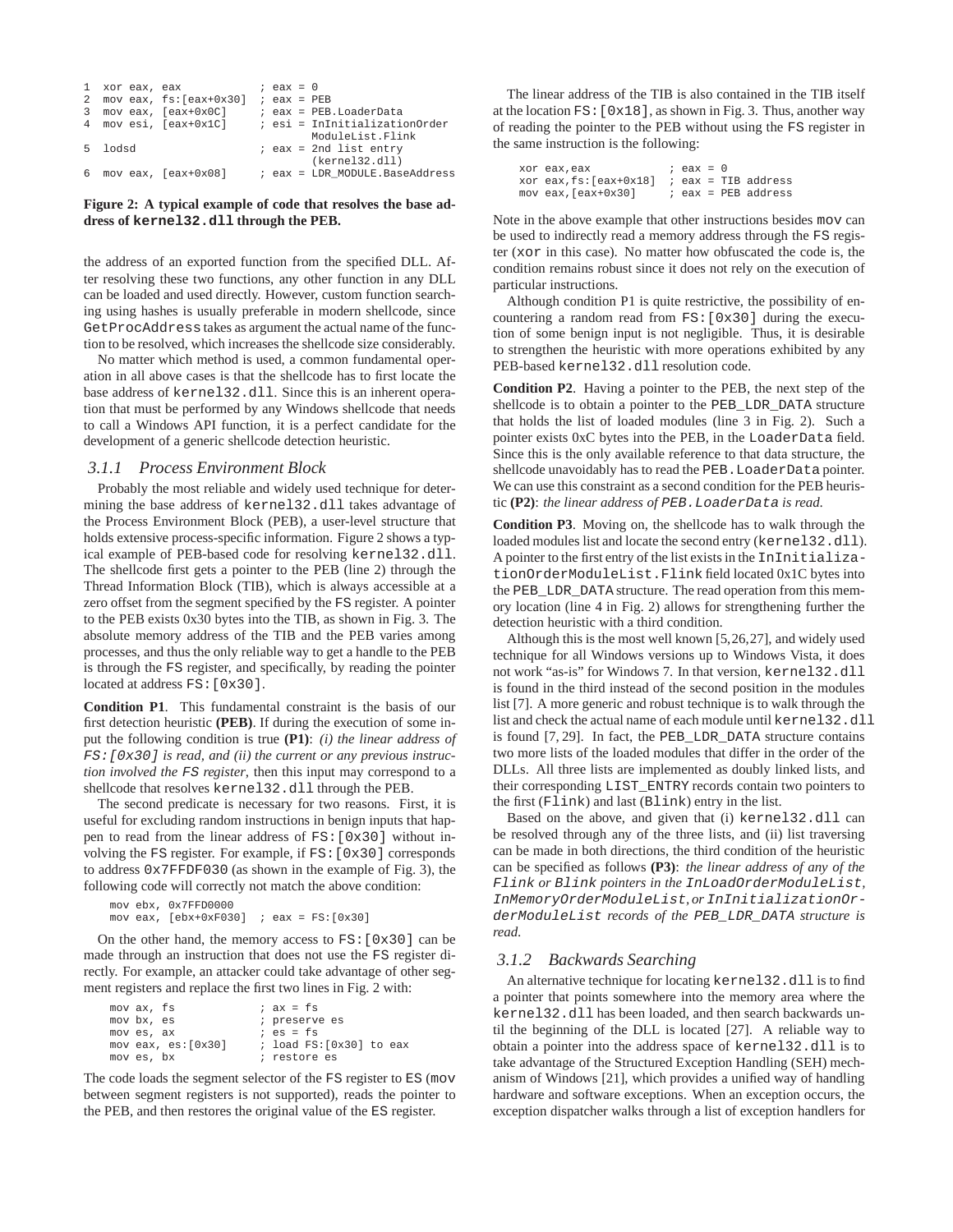```
1  xor eax, eax             ; eax = 0
2  mov eax, fs:[eax+0x30]   ; eax = PEB
3  mov eax, [eax+0x0C]      ; eax = PEB.LoaderData
4  mov esi, [eax+0x1C]      ; esi = InInitializationOrder
                                    ModuleList.Flink
5  lodsd                    ; eax = 2nd list entry
                                    (kernel32.dll)
6  mov eax, [eax+0x08]      ; eax = LDR_MODULE.BaseAddress
```

**Figure 2: A typical example of code that resolves the base address of `kernel32.dll` through the PEB.**

the address of an exported function from the specified DLL. After resolving these two functions, any other function in any DLL can be loaded and used directly. However, custom function searching using hashes is usually preferable in modern shellcode, since `GetProcAddress` takes as argument the actual name of the function to be resolved, which increases the shellcode size considerably.

No matter which method is used, a common fundamental operation in all above cases is that the shellcode has to first locate the base address of `kernel32.dll`. Since this is an inherent operation that must be performed by any Windows shellcode that needs to call a Windows API function, it is a perfect candidate for the development of a generic shellcode detection heuristic.

### 3.1.1 Process Environment Block

Probably the most reliable and widely used technique for determining the base address of `kernel32.dll` takes advantage of the Process Environment Block (PEB), a user-level structure that holds extensive process-specific information. Figure 2 shows a typical example of PEB-based code for resolving `kernel32.dll`. The shellcode first gets a pointer to the PEB (line 2) through the Thread Information Block (TIB), which is always accessible at a zero offset from the segment specified by the `FS` register. A pointer to the PEB exists 0x30 bytes into the TIB, as shown in Fig. 3. The absolute memory address of the TIB and the PEB varies among processes, and thus the only reliable way to get a handle to the PEB is through the `FS` register, and specifically, by reading the pointer located at address `FS:[0x30]`.

**Condition P1**. This fundamental constraint is the basis of our first detection heuristic **(PEB)**. If during the execution of some input the following condition is true **(P1)**: *(i) the linear address of `FS:[0x30]` is read, and (ii) the current or any previous instruction involved the `FS` register*, then this input may correspond to a shellcode that resolves `kernel32.dll` through the PEB.

The second predicate is necessary for two reasons. First, it is useful for excluding random instructions in benign inputs that happen to read from the linear address of `FS:[0x30]` without involving the `FS` register. For example, if `FS:[0x30]` corresponds to address `0x7FFDF030` (as shown in the example of Fig. 3), the following code will correctly not match the above condition:

```
mov ebx, 0x7FFD0000
mov eax, [ebx+0xF030]  ; eax = FS:[0x30]
```

On the other hand, the memory access to `FS:[0x30]` can be made through an instruction that does not use the `FS` register directly. For example, an attacker could take advantage of other segment registers and replace the first two lines in Fig. 2 with:

```
mov ax, fs            ; ax = fs
mov bx, es            ; preserve es
mov es, ax            ; es = fs
mov eax, es:[0x30]    ; load FS:[0x30] to eax
mov es, bx            ; restore es
```

The code loads the segment selector of the `FS` register to `ES` (`mov` between segment registers is not supported), reads the pointer to the PEB, and then restores the original value of the `ES` register.

The linear address of the TIB is also contained in the TIB itself at the location `FS:[0x18]`, as shown in Fig. 3. Thus, another way of reading the pointer to the PEB without using the `FS` register in the same instruction is the following:

```
xor eax,eax            ; eax = 0
xor eax,fs:[eax+0x18]  ; eax = TIB address
mov eax,[eax+0x30]     ; eax = PEB address
```

Note in the above example that other instructions besides `mov` can be used to indirectly read a memory address through the `FS` register (`xor` in this case). No matter how obfuscated the code is, the condition remains robust since it does not rely on the execution of particular instructions.

Although condition P1 is quite restrictive, the possibility of encountering a random read from `FS:[0x30]` during the execution of some benign input is not negligible. Thus, it is desirable to strengthen the heuristic with more operations exhibited by any PEB-based `kernel32.dll` resolution code.

**Condition P2**. Having a pointer to the PEB, the next step of the shellcode is to obtain a pointer to the `PEB_LDR_DATA` structure that holds the list of loaded modules (line 3 in Fig. 2). Such a pointer exists 0xC bytes into the PEB, in the `LoaderData` field. Since this is the only available reference to that data structure, the shellcode unavoidably has to read the `PEB.LoaderData` pointer. We can use this constraint as a second condition for the PEB heuristic **(P2)**: *the linear address of `PEB.LoaderData` is read.*

**Condition P3**. Moving on, the shellcode has to walk through the loaded modules list and locate the second entry (`kernel32.dll`). A pointer to the first entry of the list exists in the `InInitializationOrderModuleList.Flink` field located 0x1C bytes into the `PEB_LDR_DATA` structure. The read operation from this memory location (line 4 in Fig. 2) allows for strengthening further the detection heuristic with a third condition.

Although this is the most well known [5,26,27], and widely used technique for all Windows versions up to Windows Vista, it does not work "as-is" for Windows 7. In that version, `kernel32.dll` is found in the third instead of the second position in the modules list [7]. A more generic and robust technique is to walk through the list and check the actual name of each module until `kernel32.dll` is found [7, 29]. In fact, the `PEB_LDR_DATA` structure contains two more lists of the loaded modules that differ in the order of the DLLs. All three lists are implemented as doubly linked lists, and their corresponding `LIST_ENTRY` records contain two pointers to the first (`Flink`) and last (`Blink`) entry in the list.

Based on the above, and given that (i) `kernel32.dll` can be resolved through any of the three lists, and (ii) list traversing can be made in both directions, the third condition of the heuristic can be specified as follows **(P3)**: *the linear address of any of the `Flink` or `Blink` pointers in the `InLoadOrderModuleList`, `InMemoryOrderModuleList`, or `InInitializationOrderModuleList` records of the `PEB_LDR_DATA` structure is read.*

### 3.1.2 Backwards Searching

An alternative technique for locating `kernel32.dll` is to find a pointer that points somewhere into the memory area where the `kernel32.dll` has been loaded, and then search backwards until the beginning of the DLL is located [27]. A reliable way to obtain a pointer into the address space of `kernel32.dll` is to take advantage of the Structured Exception Handling (SEH) mechanism of Windows [21], which provides a unified way of handling hardware and software exceptions. When an exception occurs, the exception dispatcher walks through a list of exception handlers for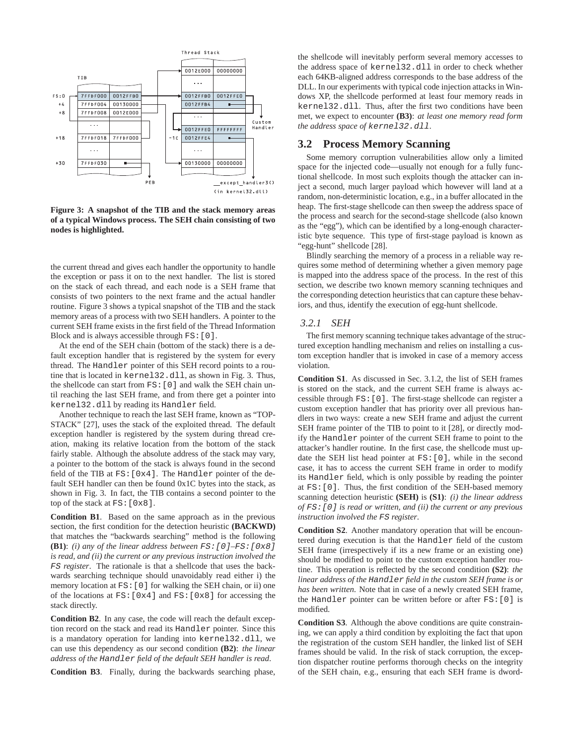**Figure 3: A snapshot of the TIB and the stack memory areas of a typical Windows process. The SEH chain consisting of two nodes is highlighted.**

the current thread and gives each handler the opportunity to handle the exception or pass it on to the next handler. The list is stored on the stack of each thread, and each node is a SEH frame that consists of two pointers to the next frame and the actual handler routine. Figure 3 shows a typical snapshot of the TIB and the stack memory areas of a process with two SEH handlers. A pointer to the current SEH frame exists in the first field of the Thread Information Block and is always accessible through `FS:[0]`.

At the end of the SEH chain (bottom of the stack) there is a default exception handler that is registered by the system for every thread. The `Handler` pointer of this SEH record points to a routine that is located in `kernel32.dll`, as shown in Fig. 3. Thus, the shellcode can start from `FS:[0]` and walk the SEH chain until reaching the last SEH frame, and from there get a pointer into `kernel32.dll` by reading its `Handler` field.

Another technique to reach the last SEH frame, known as "TOP-STACK" [27], uses the stack of the exploited thread. The default exception handler is registered by the system during thread creation, making its relative location from the bottom of the stack fairly stable. Although the absolute address of the stack may vary, a pointer to the bottom of the stack is always found in the second field of the TIB at `FS:[0x4]`. The `Handler` pointer of the default SEH handler can then be found 0x1C bytes into the stack, as shown in Fig. 3. In fact, the TIB contains a second pointer to the top of the stack at `FS:[0x8]`.

**Condition B1**. Based on the same approach as in the previous section, the first condition for the detection heuristic **(BACKWD)** that matches the "backwards searching" method is the following **(B1)**: *(i) any of the linear address between `FS:[0]`–`FS:[0x8]` is read, and (ii) the current or any previous instruction involved the `FS` register*. The rationale is that a shellcode that uses the backwards searching technique should unavoidably read either i) the memory location at `FS:[0]` for walking the SEH chain, or ii) one of the locations at `FS:[0x4]` and `FS:[0x8]` for accessing the stack directly.

**Condition B2**. In any case, the code will reach the default exception record on the stack and read its `Handler` pointer. Since this is a mandatory operation for landing into `kernel32.dll`, we can use this dependency as our second condition **(B2)**: *the linear address of the `Handler` field of the default SEH handler is read*.

**Condition B3**. Finally, during the backwards searching phase, the shellcode will inevitably perform several memory accesses to the address space of `kernel32.dll` in order to check whether each 64KB-aligned address corresponds to the base address of the DLL. In our experiments with typical code injection attacks in Windows XP, the shellcode performed at least four memory reads in `kernel32.dll`. Thus, after the first two conditions have been met, we expect to encounter **(B3)**: *at least one memory read form the address space of `kernel32.dll`*.

## 3.2 Process Memory Scanning

Some memory corruption vulnerabilities allow only a limited space for the injected code—usually not enough for a fully functional shellcode. In most such exploits though the attacker can inject a second, much larger payload which however will land at a random, non-deterministic location, e.g., in a buffer allocated in the heap. The first-stage shellcode can then sweep the address space of the process and search for the second-stage shellcode (also known as the "egg"), which can be identified by a long-enough characteristic byte sequence. This type of first-stage payload is known as "egg-hunt" shellcode [28].

Blindly searching the memory of a process in a reliable way requires some method of determining whether a given memory page is mapped into the address space of the process. In the rest of this section, we describe two known memory scanning techniques and the corresponding detection heuristics that can capture these behaviors, and thus, identify the execution of egg-hunt shellcode.

### 3.2.1 SEH

The first memory scanning technique takes advantage of the structured exception handling mechanism and relies on installing a custom exception handler that is invoked in case of a memory access violation.

**Condition S1**. As discussed in Sec. 3.1.2, the list of SEH frames is stored on the stack, and the current SEH frame is always accessible through `FS:[0]`. The first-stage shellcode can register a custom exception handler that has priority over all previous handlers in two ways: create a new SEH frame and adjust the current SEH frame pointer of the TIB to point to it [28], or directly modify the `Handler` pointer of the current SEH frame to point to the attacker's handler routine. In the first case, the shellcode must update the SEH list head pointer at `FS:[0]`, while in the second case, it has to access the current SEH frame in order to modify its `Handler` field, which is only possible by reading the pointer at `FS:[0]`. Thus, the first condition of the SEH-based memory scanning detection heuristic **(SEH)** is **(S1)**: *(i) the linear address of `FS:[0]` is read or written, and (ii) the current or any previous instruction involved the `FS` register*.

**Condition S2**. Another mandatory operation that will be encountered during execution is that the `Handler` field of the custom SEH frame (irrespectively if its a new frame or an existing one) should be modified to point to the custom exception handler routine. This operation is reflected by the second condition **(S2)**: *the linear address of the `Handler` field in the custom SEH frame is or has been written.* Note that in case of a newly created SEH frame, the `Handler` pointer can be written before or after `FS:[0]` is modified.

**Condition S3**. Although the above conditions are quite constraining, we can apply a third condition by exploiting the fact that upon the registration of the custom SEH handler, the linked list of SEH frames should be valid. In the risk of stack corruption, the exception dispatcher routine performs thorough checks on the integrity of the SEH chain, e.g., ensuring that each SEH frame is dword-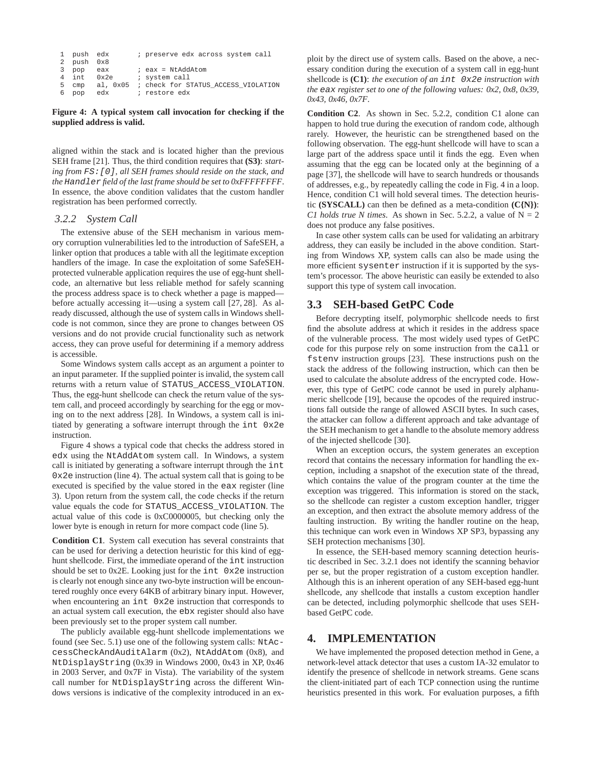```
1 push edx        ; preserve edx across system call
2 push 0x8
3 pop  eax        ; eax = NtAddAtom
4 int  0x2e       ; system call
5 cmp  al, 0x05   ; check for STATUS_ACCESS_VIOLATION
6 pop  edx        ; restore edx
```

**Figure 4: A typical system call invocation for checking if the supplied address is valid.**

aligned within the stack and is located higher than the previous SEH frame [21]. Thus, the third condition requires that **(S3)**: *starting from `FS:[0]`, all SEH frames should reside on the stack, and the `Handler` field of the last frame should be set to 0xFFFFFFFF*. In essence, the above condition validates that the custom handler registration has been performed correctly.

### 3.2.2 System Call

The extensive abuse of the SEH mechanism in various memory corruption vulnerabilities led to the introduction of SafeSEH, a linker option that produces a table with all the legitimate exception handlers of the image. In case the exploitation of some SafeSEH-protected vulnerable application requires the use of egg-hunt shellcode, an alternative but less reliable method for safely scanning the process address space is to check whether a page is mapped—before actually accessing it—using a system call [27, 28]. As already discussed, although the use of system calls in Windows shellcode is not common, since they are prone to changes between OS versions and do not provide crucial functionality such as network access, they can prove useful for determining if a memory address is accessible.

Some Windows system calls accept as an argument a pointer to an input parameter. If the supplied pointer is invalid, the system call returns with a return value of `STATUS_ACCESS_VIOLATION`. Thus, the egg-hunt shellcode can check the return value of the system call, and proceed accordingly by searching for the egg or moving on to the next address [28]. In Windows, a system call is initiated by generating a software interrupt through the `int 0x2e` instruction.

Figure 4 shows a typical code that checks the address stored in `edx` using the `NtAddAtom` system call. In Windows, a system call is initiated by generating a software interrupt through the `int 0x2e` instruction (line 4). The actual system call that is going to be executed is specified by the value stored in the `eax` register (line 3). Upon return from the system call, the code checks if the return value equals the code for `STATUS_ACCESS_VIOLATION`. The actual value of this code is 0xC0000005, but checking only the lower byte is enough in return for more compact code (line 5).

**Condition C1**. System call execution has several constraints that can be used for deriving a detection heuristic for this kind of egg-hunt shellcode. First, the immediate operand of the `int` instruction should be set to 0x2E. Looking just for the `int 0x2e` instruction is clearly not enough since any two-byte instruction will be encountered roughly once every 64KB of arbitrary binary input. However, when encountering an `int 0x2e` instruction that corresponds to an actual system call execution, the `ebx` register should also have been previously set to the proper system call number.

The publicly available egg-hunt shellcode implementations we found (see Sec. 5.1) use one of the following system calls: `NtAccessCheckAndAuditAlarm` (0x2), `NtAddAtom` (0x8), and `NtDisplayString` (0x39 in Windows 2000, 0x43 in XP, 0x46 in 2003 Server, and 0x7F in Vista). The variability of the system call number for `NtDisplayString` across the different Windows versions is indicative of the complexity introduced in an exploit by the direct use of system calls. Based on the above, a necessary condition during the execution of a system call in egg-hunt shellcode is **(C1)**: *the execution of an `int 0x2e` instruction with the `eax` register set to one of the following values: 0x2, 0x8, 0x39, 0x43, 0x46, 0x7F.*

**Condition C2**. As shown in Sec. 5.2.2, condition C1 alone can happen to hold true during the execution of random code, although rarely. However, the heuristic can be strengthened based on the following observation. The egg-hunt shellcode will have to scan a large part of the address space until it finds the egg. Even when assuming that the egg can be located only at the beginning of a page [37], the shellcode will have to search hundreds or thousands of addresses, e.g., by repeatedly calling the code in Fig. 4 in a loop. Hence, condition C1 will hold several times. The detection heuristic **(SYSCALL)** can then be defined as a meta-condition **(C{N})**: *C1 holds true N times*. As shown in Sec. 5.2.2, a value of N = 2 does not produce any false positives.

In case other system calls can be used for validating an arbitrary address, they can easily be included in the above condition. Starting from Windows XP, system calls can also be made using the more efficient `sysenter` instruction if it is supported by the system's processor. The above heuristic can easily be extended to also support this type of system call invocation.

## 3.3 SEH-based GetPC Code

Before decrypting itself, polymorphic shellcode needs to first find the absolute address at which it resides in the address space of the vulnerable process. The most widely used types of GetPC code for this purpose rely on some instruction from the `call` or `fstenv` instruction groups [23]. These instructions push on the stack the address of the following instruction, which can then be used to calculate the absolute address of the encrypted code. However, this type of GetPC code cannot be used in purely alphanumeric shellcode [19], because the opcodes of the required instructions fall outside the range of allowed ASCII bytes. In such cases, the attacker can follow a different approach and take advantage of the SEH mechanism to get a handle to the absolute memory address of the injected shellcode [30].

When an exception occurs, the system generates an exception record that contains the necessary information for handling the exception, including a snapshot of the execution state of the thread, which contains the value of the program counter at the time the exception was triggered. This information is stored on the stack, so the shellcode can register a custom exception handler, trigger an exception, and then extract the absolute memory address of the faulting instruction. By writing the handler routine on the heap, this technique can work even in Windows XP SP3, bypassing any SEH protection mechanisms [30].

In essence, the SEH-based memory scanning detection heuristic described in Sec. 3.2.1 does not identify the scanning behavior per se, but the proper registration of a custom exception handler. Although this is an inherent operation of any SEH-based egg-hunt shellcode, any shellcode that installs a custom exception handler can be detected, including polymorphic shellcode that uses SEH-based GetPC code.

# 4. IMPLEMENTATION

We have implemented the proposed detection method in Gene, a network-level attack detector that uses a custom IA-32 emulator to identify the presence of shellcode in network streams. Gene scans the client-initiated part of each TCP connection using the runtime heuristics presented in this work. For evaluation purposes, a fifth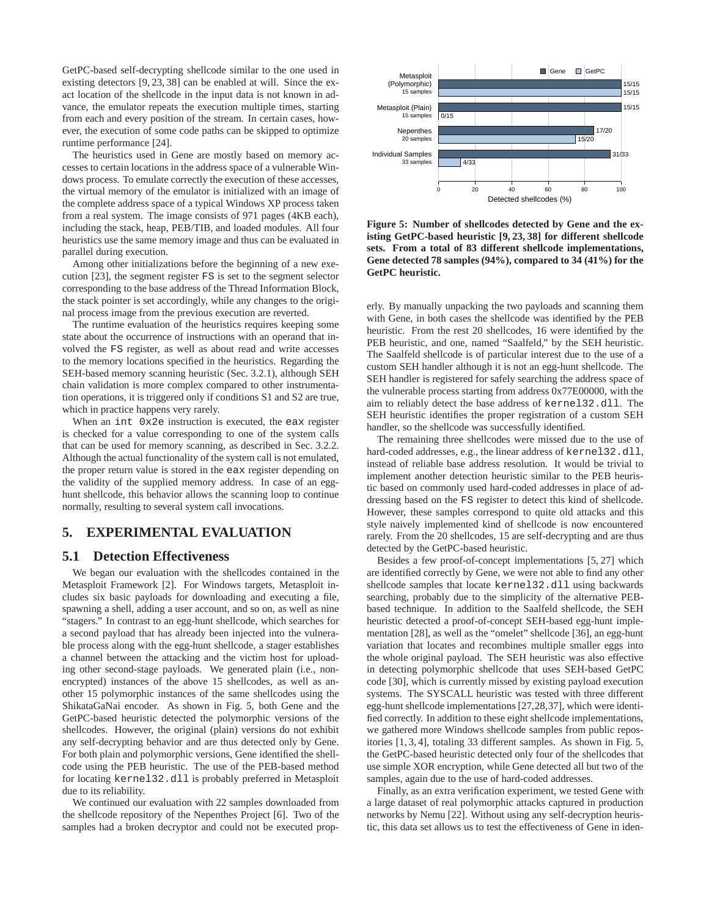GetPC-based self-decrypting shellcode similar to the one used in existing detectors [9, 23, 38] can be enabled at will. Since the exact location of the shellcode in the input data is not known in advance, the emulator repeats the execution multiple times, starting from each and every position of the stream. In certain cases, however, the execution of some code paths can be skipped to optimize runtime performance [24].

The heuristics used in Gene are mostly based on memory accesses to certain locations in the address space of a vulnerable Windows process. To emulate correctly the execution of these accesses, the virtual memory of the emulator is initialized with an image of the complete address space of a typical Windows XP process taken from a real system. The image consists of 971 pages (4KB each), including the stack, heap, PEB/TIB, and loaded modules. All four heuristics use the same memory image and thus can be evaluated in parallel during execution.

Among other initializations before the beginning of a new execution [23], the segment register FS is set to the segment selector corresponding to the base address of the Thread Information Block, the stack pointer is set accordingly, while any changes to the original process image from the previous execution are reverted.

The runtime evaluation of the heuristics requires keeping some state about the occurrence of instructions with an operand that involved the FS register, as well as about read and write accesses to the memory locations specified in the heuristics. Regarding the SEH-based memory scanning heuristic (Sec. 3.2.1), although SEH chain validation is more complex compared to other instrumentation operations, it is triggered only if conditions S1 and S2 are true, which in practice happens very rarely.

When an `int 0x2e` instruction is executed, the eax register is checked for a value corresponding to one of the system calls that can be used for memory scanning, as described in Sec. 3.2.2. Although the actual functionality of the system call is not emulated, the proper return value is stored in the eax register depending on the validity of the supplied memory address. In case of an egg-hunt shellcode, this behavior allows the scanning loop to continue normally, resulting to several system call invocations.

## 5. EXPERIMENTAL EVALUATION

### 5.1 Detection Effectiveness

We began our evaluation with the shellcodes contained in the Metasploit Framework [2]. For Windows targets, Metasploit includes six basic payloads for downloading and executing a file, spawning a shell, adding a user account, and so on, as well as nine "stagers." In contrast to an egg-hunt shellcode, which searches for a second payload that has already been injected into the vulnerable process along with the egg-hunt shellcode, a stager establishes a channel between the attacking and the victim host for uploading other second-stage payloads. We generated plain (i.e., non-encrypted) instances of the above 15 shellcodes, as well as another 15 polymorphic instances of the same shellcodes using the ShikataGaNai encoder. As shown in Fig. 5, both Gene and the GetPC-based heuristic detected the polymorphic versions of the shellcodes. However, the original (plain) versions do not exhibit any self-decrypting behavior and are thus detected only by Gene. For both plain and polymorphic versions, Gene identified the shellcode using the PEB heuristic. The use of the PEB-based method for locating kernel32.dll is probably preferred in Metasploit due to its reliability.

We continued our evaluation with 22 samples downloaded from the shellcode repository of the Nepenthes Project [6]. Two of the samples had a broken decryptor and could not be executed properly. By manually unpacking the two payloads and scanning them with Gene, in both cases the shellcode was identified by the PEB heuristic. From the rest 20 shellcodes, 16 were identified by the PEB heuristic, and one, named "Saalfeld," by the SEH heuristic. The Saalfeld shellcode is of particular interest due to the use of a custom SEH handler although it is not an egg-hunt shellcode. The SEH handler is registered for safely searching the address space of the vulnerable process starting from address 0x77E00000, with the aim to reliably detect the base address of kernel32.dll. The SEH heuristic identifies the proper registration of a custom SEH handler, so the shellcode was successfully identified.

| Shellcode set | Gene | GetPC |
|---|---|---|
| Metasploit (Polymorphic), 15 samples | 15/15 | 15/15 |
| Metasploit (Plain), 15 samples | 15/15 | 0/15 |
| Nepenthes, 20 samples | 17/20 | 15/20 |
| Individual Samples, 33 samples | 31/33 | 4/33 |

**Figure 5: Number of shellcodes detected by Gene and the existing GetPC-based heuristic [9, 23, 38] for different shellcode sets. From a total of 83 different shellcode implementations, Gene detected 78 samples (94%), compared to 34 (41%) for the GetPC heuristic.**

The remaining three shellcodes were missed due to the use of hard-coded addresses, e.g., the linear address of kernel32.dll, instead of reliable base address resolution. It would be trivial to implement another detection heuristic similar to the PEB heuristic based on commonly used hard-coded addresses in place of addressing based on the FS register to detect this kind of shellcode. However, these samples correspond to quite old attacks and this style naively implemented kind of shellcode is now encountered rarely. From the 20 shellcodes, 15 are self-decrypting and are thus detected by the GetPC-based heuristic.

Besides a few proof-of-concept implementations [5, 27] which are identified correctly by Gene, we were not able to find any other shellcode samples that locate kernel32.dll using backwards searching, probably due to the simplicity of the alternative PEB-based technique. In addition to the Saalfeld shellcode, the SEH heuristic detected a proof-of-concept SEH-based egg-hunt implementation [28], as well as the "omelet" shellcode [36], an egg-hunt variation that locates and recombines multiple smaller eggs into the whole original payload. The SEH heuristic was also effective in detecting polymorphic shellcode that uses SEH-based GetPC code [30], which is currently missed by existing payload execution systems. The SYSCALL heuristic was tested with three different egg-hunt shellcode implementations [27,28,37], which were identified correctly. In addition to these eight shellcode implementations, we gathered more Windows shellcode samples from public repositories [1, 3, 4], totaling 33 different samples. As shown in Fig. 5, the GetPC-based heuristic detected only four of the shellcodes that use simple XOR encryption, while Gene detected all but two of the samples, again due to the use of hard-coded addresses.

Finally, as an extra verification experiment, we tested Gene with a large dataset of real polymorphic attacks captured in production networks by Nemu [22]. Without using any self-decryption heuristic, this data set allows us to test the effectiveness of Gene in iden-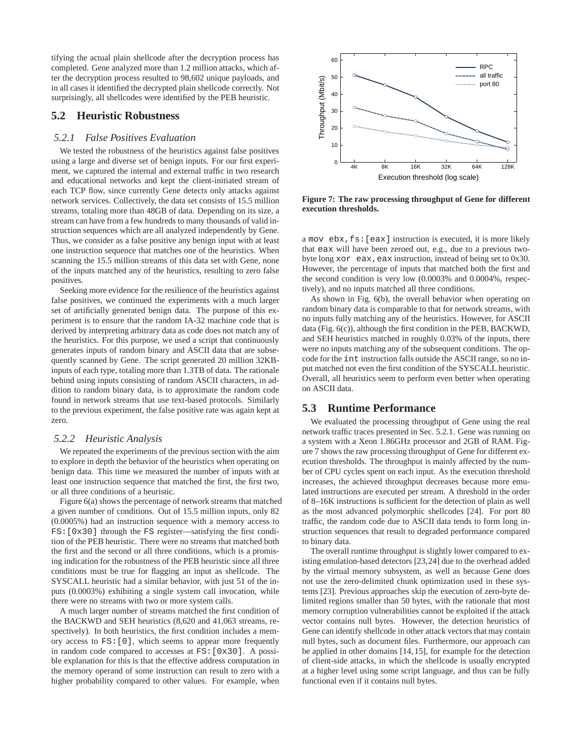tifying the actual plain shellcode after the decryption process has completed. Gene analyzed more than 1.2 million attacks, which after the decryption process resulted to 98,602 unique payloads, and in all cases it identified the decrypted plain shellcode correctly. Not surprisingly, all shellcodes were identified by the PEB heuristic.

## 5.2 Heuristic Robustness

### 5.2.1 False Positives Evaluation

We tested the robustness of the heuristics against false positives using a large and diverse set of benign inputs. For our first experiment, we captured the internal and external traffic in two research and educational networks and kept the client-initiated stream of each TCP flow, since currently Gene detects only attacks against network services. Collectively, the data set consists of 15.5 million streams, totaling more than 48GB of data. Depending on its size, a stream can have from a few hundreds to many thousands of valid instruction sequences which are all analyzed independently by Gene. Thus, we consider as a false positive any benign input with at least one instruction sequence that matches one of the heuristics. When scanning the 15.5 million streams of this data set with Gene, none of the inputs matched any of the heuristics, resulting to zero false positives.

Seeking more evidence for the resilience of the heuristics against false positives, we continued the experiments with a much larger set of artificially generated benign data. The purpose of this experiment is to ensure that the random IA-32 machine code that is derived by interpreting arbitrary data as code does not match any of the heuristics. For this purpose, we used a script that continuously generates inputs of random binary and ASCII data that are subsequently scanned by Gene. The script generated 20 million 32KB-inputs of each type, totaling more than 1.3TB of data. The rationale behind using inputs consisting of random ASCII characters, in addition to random binary data, is to approximate the random code found in network streams that use text-based protocols. Similarly to the previous experiment, the false positive rate was again kept at zero.

### 5.2.2 Heuristic Analysis

We repeated the experiments of the previous section with the aim to explore in depth the behavior of the heuristics when operating on benign data. This time we measured the number of inputs with at least one instruction sequence that matched the first, the first two, or all three conditions of a heuristic.

Figure 6(a) shows the percentage of network streams that matched a given number of conditions. Out of 15.5 million inputs, only 82 (0.0005%) had an instruction sequence with a memory access to `FS:[0x30]` through the `FS` register—satisfying the first condition of the PEB heuristic. There were no streams that matched both the first and the second or all three conditions, which is a promising indication for the robustness of the PEB heuristic since all three conditions must be true for flagging an input as shellcode. The SYSCALL heuristic had a similar behavior, with just 51 of the inputs (0.0003%) exhibiting a single system call invocation, while there were no streams with two or more system calls.

A much larger number of streams matched the first condition of the BACKWD and SEH heuristics (8,620 and 41,063 streams, respectively). In both heuristics, the first condition includes a memory access to `FS:[0]`, which seems to appear more frequently in random code compared to accesses at `FS:[0x30]`. A possible explanation for this is that the effective address computation in the memory operand of some instruction can result to zero with a higher probability compared to other values. For example, when

Figure 7: The raw processing throughput of Gene for different execution thresholds.

a `mov ebx,fs:[eax]` instruction is executed, it is more likely that `eax` will have been zeroed out, e.g., due to a previous two-byte long `xor eax,eax` instruction, instead of being set to 0x30. However, the percentage of inputs that matched both the first and the second condition is very low (0.0003% and 0.0004%, respectively), and no inputs matched all three conditions.

As shown in Fig. 6(b), the overall behavior when operating on random binary data is comparable to that for network streams, with no inputs fully matching any of the heuristics. However, for ASCII data (Fig. 6(c)), although the first condition in the PEB, BACKWD, and SEH heuristics matched in roughly 0.03% of the inputs, there were no inputs matching any of the subsequent conditions. The opcode for the `int` instruction falls outside the ASCII range, so no input matched not even the first condition of the SYSCALL heuristic. Overall, all heuristics seem to perform even better when operating on ASCII data.

## 5.3 Runtime Performance

We evaluated the processing throughput of Gene using the real network traffic traces presented in Sec. 5.2.1. Gene was running on a system with a Xeon 1.86GHz processor and 2GB of RAM. Figure 7 shows the raw processing throughput of Gene for different execution thresholds. The throughput is mainly affected by the number of CPU cycles spent on each input. As the execution threshold increases, the achieved throughput decreases because more emulated instructions are executed per stream. A threshold in the order of 8–16K instructions is sufficient for the detection of plain as well as the most advanced polymorphic shellcodes [24]. For port 80 traffic, the random code due to ASCII data tends to form long instruction sequences that result to degraded performance compared to binary data.

The overall runtime throughput is slightly lower compared to existing emulation-based detectors [23,24] due to the overhead added by the virtual memory subsystem, as well as because Gene does not use the zero-delimited chunk optimization used in these systems [23]. Previous approaches skip the execution of zero-byte delimited regions smaller than 50 bytes, with the rationale that most memory corruption vulnerabilities cannot be exploited if the attack vector contains null bytes. However, the detection heuristics of Gene can identify shellcode in other attack vectors that may contain null bytes, such as document files. Furthermore, our approach can be applied in other domains [14,15], for example for the detection of client-side attacks, in which the shellcode is usually encrypted at a higher level using some script language, and thus can be fully functional even if it contains null bytes.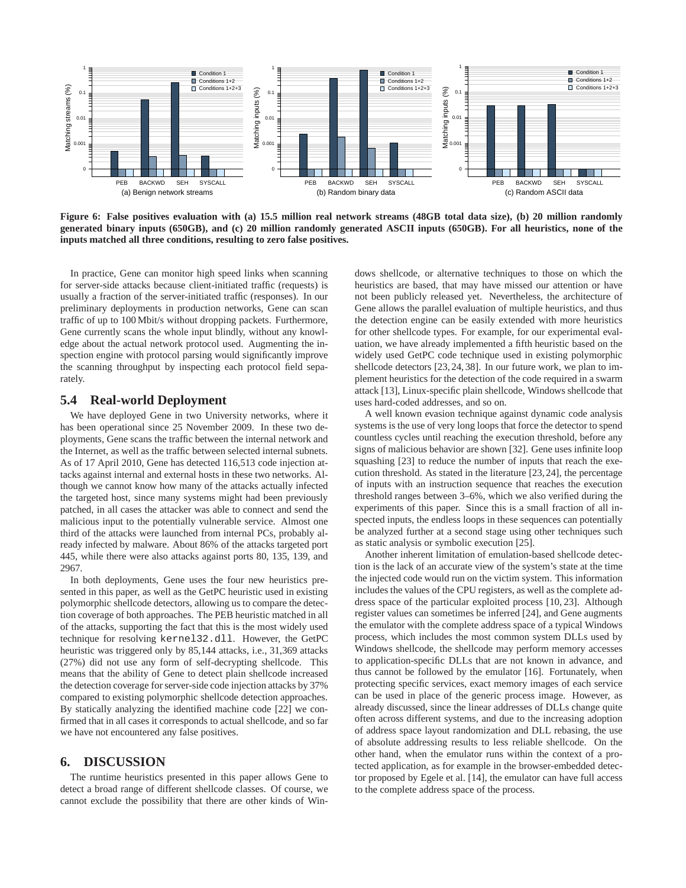Figure 6: False positives evaluation with (a) 15.5 million real network streams (48GB total data size), (b) 20 million randomly generated binary inputs (650GB), and (c) 20 million randomly generated ASCII inputs (650GB). For all heuristics, none of the inputs matched all three conditions, resulting to zero false positives.

In practice, Gene can monitor high speed links when scanning for server-side attacks because client-initiated traffic (requests) is usually a fraction of the server-initiated traffic (responses). In our preliminary deployments in production networks, Gene can scan traffic of up to 100 Mbit/s without dropping packets. Furthermore, Gene currently scans the whole input blindly, without any knowledge about the actual network protocol used. Augmenting the inspection engine with protocol parsing would significantly improve the scanning throughput by inspecting each protocol field separately.

## 5.4 Real-world Deployment

We have deployed Gene in two University networks, where it has been operational since 25 November 2009. In these two deployments, Gene scans the traffic between the internal network and the Internet, as well as the traffic between selected internal subnets. As of 17 April 2010, Gene has detected 116,513 code injection attacks against internal and external hosts in these two networks. Although we cannot know how many of the attacks actually infected the targeted host, since many systems might had been previously patched, in all cases the attacker was able to connect and send the malicious input to the potentially vulnerable service. Almost one third of the attacks were launched from internal PCs, probably already infected by malware. About 86% of the attacks targeted port 445, while there were also attacks against ports 80, 135, 139, and 2967.

In both deployments, Gene uses the four new heuristics presented in this paper, as well as the GetPC heuristic used in existing polymorphic shellcode detectors, allowing us to compare the detection coverage of both approaches. The PEB heuristic matched in all of the attacks, supporting the fact that this is the most widely used technique for resolving `kernel32.dll`. However, the GetPC heuristic was triggered only by 85,144 attacks, i.e., 31,369 attacks (27%) did not use any form of self-decrypting shellcode. This means that the ability of Gene to detect plain shellcode increased the detection coverage for server-side code injection attacks by 37% compared to existing polymorphic shellcode detection approaches. By statically analyzing the identified machine code [22] we confirmed that in all cases it corresponds to actual shellcode, and so far we have not encountered any false positives.

# 6. DISCUSSION

The runtime heuristics presented in this paper allows Gene to detect a broad range of different shellcode classes. Of course, we cannot exclude the possibility that there are other kinds of Windows shellcode, or alternative techniques to those on which the heuristics are based, that may have missed our attention or have not been publicly released yet. Nevertheless, the architecture of Gene allows the parallel evaluation of multiple heuristics, and thus the detection engine can be easily extended with more heuristics for other shellcode types. For example, for our experimental evaluation, we have already implemented a fifth heuristic based on the widely used GetPC code technique used in existing polymorphic shellcode detectors [23, 24, 38]. In our future work, we plan to implement heuristics for the detection of the code required in a swarm attack [13], Linux-specific plain shellcode, Windows shellcode that uses hard-coded addresses, and so on.

A well known evasion technique against dynamic code analysis systems is the use of very long loops that force the detector to spend countless cycles until reaching the execution threshold, before any signs of malicious behavior are shown [32]. Gene uses infinite loop squashing [23] to reduce the number of inputs that reach the execution threshold. As stated in the literature [23, 24], the percentage of inputs with an instruction sequence that reaches the execution threshold ranges between 3–6%, which we also verified during the experiments of this paper. Since this is a small fraction of all inspected inputs, the endless loops in these sequences can potentially be analyzed further at a second stage using other techniques such as static analysis or symbolic execution [25].

Another inherent limitation of emulation-based shellcode detection is the lack of an accurate view of the system's state at the time the injected code would run on the victim system. This information includes the values of the CPU registers, as well as the complete address space of the particular exploited process [10, 23]. Although register values can sometimes be inferred [24], and Gene augments the emulator with the complete address space of a typical Windows process, which includes the most common system DLLs used by Windows shellcode, the shellcode may perform memory accesses to application-specific DLLs that are not known in advance, and thus cannot be followed by the emulator [16]. Fortunately, when protecting specific services, exact memory images of each service can be used in place of the generic process image. However, as already discussed, since the linear addresses of DLLs change quite often across different systems, and due to the increasing adoption of address space layout randomization and DLL rebasing, the use of absolute addressing results to less reliable shellcode. On the other hand, when the emulator runs within the context of a protected application, as for example in the browser-embedded detector proposed by Egele et al. [14], the emulator can have full access to the complete address space of the process.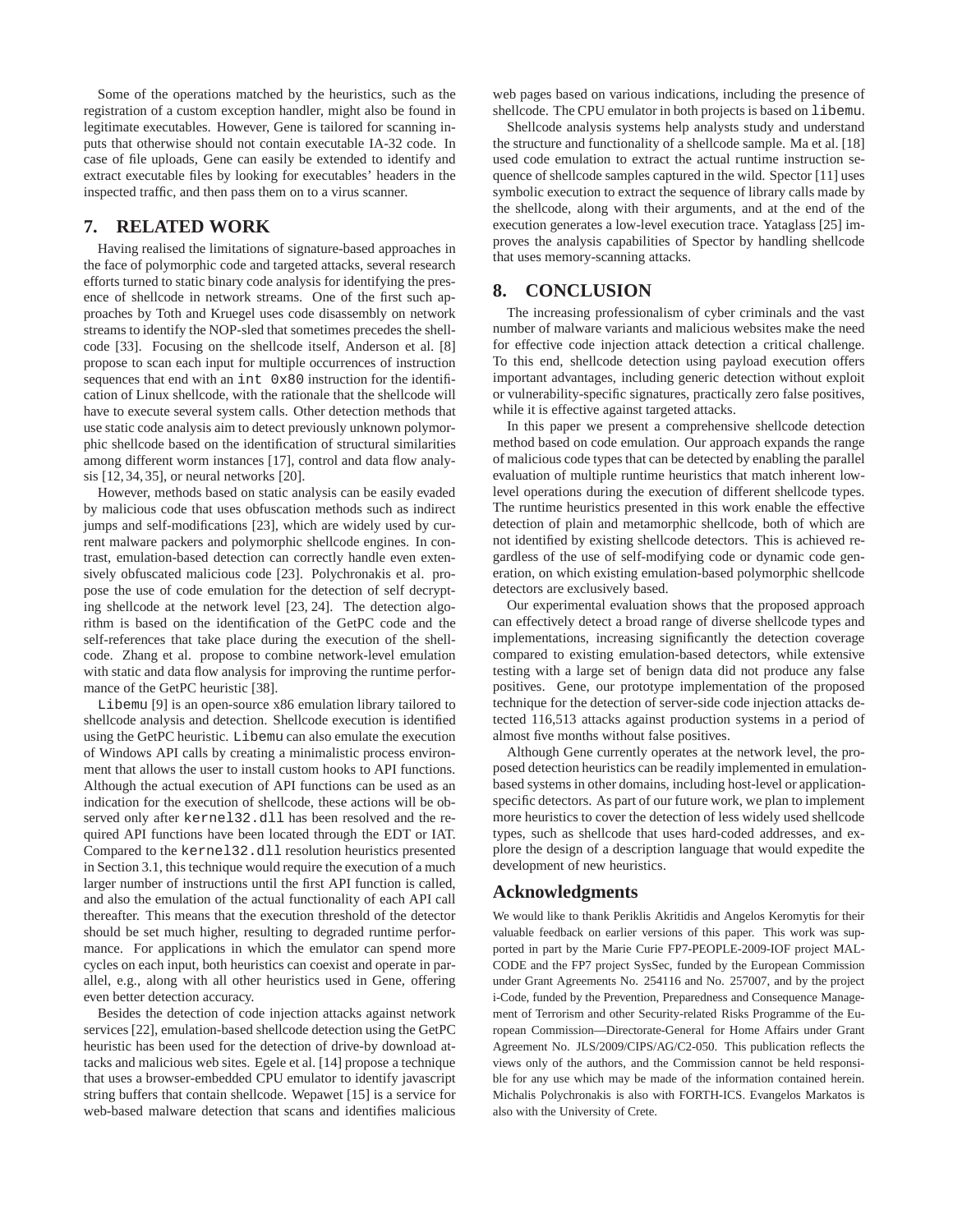Some of the operations matched by the heuristics, such as the registration of a custom exception handler, might also be found in legitimate executables. However, Gene is tailored for scanning inputs that otherwise should not contain executable IA-32 code. In case of file uploads, Gene can easily be extended to identify and extract executable files by looking for executables' headers in the inspected traffic, and then pass them on to a virus scanner.

## 7. RELATED WORK

Having realised the limitations of signature-based approaches in the face of polymorphic code and targeted attacks, several research efforts turned to static binary code analysis for identifying the presence of shellcode in network streams. One of the first such approaches by Toth and Kruegel uses code disassembly on network streams to identify the NOP-sled that sometimes precedes the shellcode [33]. Focusing on the shellcode itself, Anderson et al. [8] propose to scan each input for multiple occurrences of instruction sequences that end with an `int 0x80` instruction for the identification of Linux shellcode, with the rationale that the shellcode will have to execute several system calls. Other detection methods that use static code analysis aim to detect previously unknown polymorphic shellcode based on the identification of structural similarities among different worm instances [17], control and data flow analysis [12, 34, 35], or neural networks [20].

However, methods based on static analysis can be easily evaded by malicious code that uses obfuscation methods such as indirect jumps and self-modifications [23], which are widely used by current malware packers and polymorphic shellcode engines. In contrast, emulation-based detection can correctly handle even extensively obfuscated malicious code [23]. Polychronakis et al. propose the use of code emulation for the detection of self decrypting shellcode at the network level [23, 24]. The detection algorithm is based on the identification of the GetPC code and the self-references that take place during the execution of the shellcode. Zhang et al. propose to combine network-level emulation with static and data flow analysis for improving the runtime performance of the GetPC heuristic [38].

`Libemu` [9] is an open-source x86 emulation library tailored to shellcode analysis and detection. Shellcode execution is identified using the GetPC heuristic. `Libemu` can also emulate the execution of Windows API calls by creating a minimalistic process environment that allows the user to install custom hooks to API functions. Although the actual execution of API functions can be used as an indication for the execution of shellcode, these actions will be observed only after `kernel32.dll` has been resolved and the required API functions have been located through the EDT or IAT. Compared to the `kernel32.dll` resolution heuristics presented in Section 3.1, this technique would require the execution of a much larger number of instructions until the first API function is called, and also the emulation of the actual functionality of each API call thereafter. This means that the execution threshold of the detector should be set much higher, resulting to degraded runtime performance. For applications in which the emulator can spend more cycles on each input, both heuristics can coexist and operate in parallel, e.g., along with all other heuristics used in Gene, offering even better detection accuracy.

Besides the detection of code injection attacks against network services [22], emulation-based shellcode detection using the GetPC heuristic has been used for the detection of drive-by download attacks and malicious web sites. Egele et al. [14] propose a technique that uses a browser-embedded CPU emulator to identify javascript string buffers that contain shellcode. Wepawet [15] is a service for web-based malware detection that scans and identifies malicious web pages based on various indications, including the presence of shellcode. The CPU emulator in both projects is based on `libemu`.

Shellcode analysis systems help analysts study and understand the structure and functionality of a shellcode sample. Ma et al. [18] used code emulation to extract the actual runtime instruction sequence of shellcode samples captured in the wild. Spector [11] uses symbolic execution to extract the sequence of library calls made by the shellcode, along with their arguments, and at the end of the execution generates a low-level execution trace. Yataglass [25] improves the analysis capabilities of Spector by handling shellcode that uses memory-scanning attacks.

## 8. CONCLUSION

The increasing professionalism of cyber criminals and the vast number of malware variants and malicious websites make the need for effective code injection attack detection a critical challenge. To this end, shellcode detection using payload execution offers important advantages, including generic detection without exploit or vulnerability-specific signatures, practically zero false positives, while it is effective against targeted attacks.

In this paper we present a comprehensive shellcode detection method based on code emulation. Our approach expands the range of malicious code types that can be detected by enabling the parallel evaluation of multiple runtime heuristics that match inherent low-level operations during the execution of different shellcode types. The runtime heuristics presented in this work enable the effective detection of plain and metamorphic shellcode, both of which are not identified by existing shellcode detectors. This is achieved regardless of the use of self-modifying code or dynamic code generation, on which existing emulation-based polymorphic shellcode detectors are exclusively based.

Our experimental evaluation shows that the proposed approach can effectively detect a broad range of diverse shellcode types and implementations, increasing significantly the detection coverage compared to existing emulation-based detectors, while extensive testing with a large set of benign data did not produce any false positives. Gene, our prototype implementation of the proposed technique for the detection of server-side code injection attacks detected 116,513 attacks against production systems in a period of almost five months without false positives.

Although Gene currently operates at the network level, the proposed detection heuristics can be readily implemented in emulation-based systems in other domains, including host-level or application-specific detectors. As part of our future work, we plan to implement more heuristics to cover the detection of less widely used shellcode types, such as shellcode that uses hard-coded addresses, and explore the design of a description language that would expedite the development of new heuristics.

## Acknowledgments

We would like to thank Periklis Akritidis and Angelos Keromytis for their valuable feedback on earlier versions of this paper. This work was supported in part by the Marie Curie FP7-PEOPLE-2009-IOF project MALCODE and the FP7 project SysSec, funded by the European Commission under Grant Agreements No. 254116 and No. 257007, and by the project i-Code, funded by the Prevention, Preparedness and Consequence Management of Terrorism and other Security-related Risks Programme of the European Commission—Directorate-General for Home Affairs under Grant Agreement No. JLS/2009/CIPS/AG/C2-050. This publication reflects the views only of the authors, and the Commission cannot be held responsible for any use which may be made of the information contained herein. Michalis Polychronakis is also with FORTH-ICS. Evangelos Markatos is also with the University of Crete.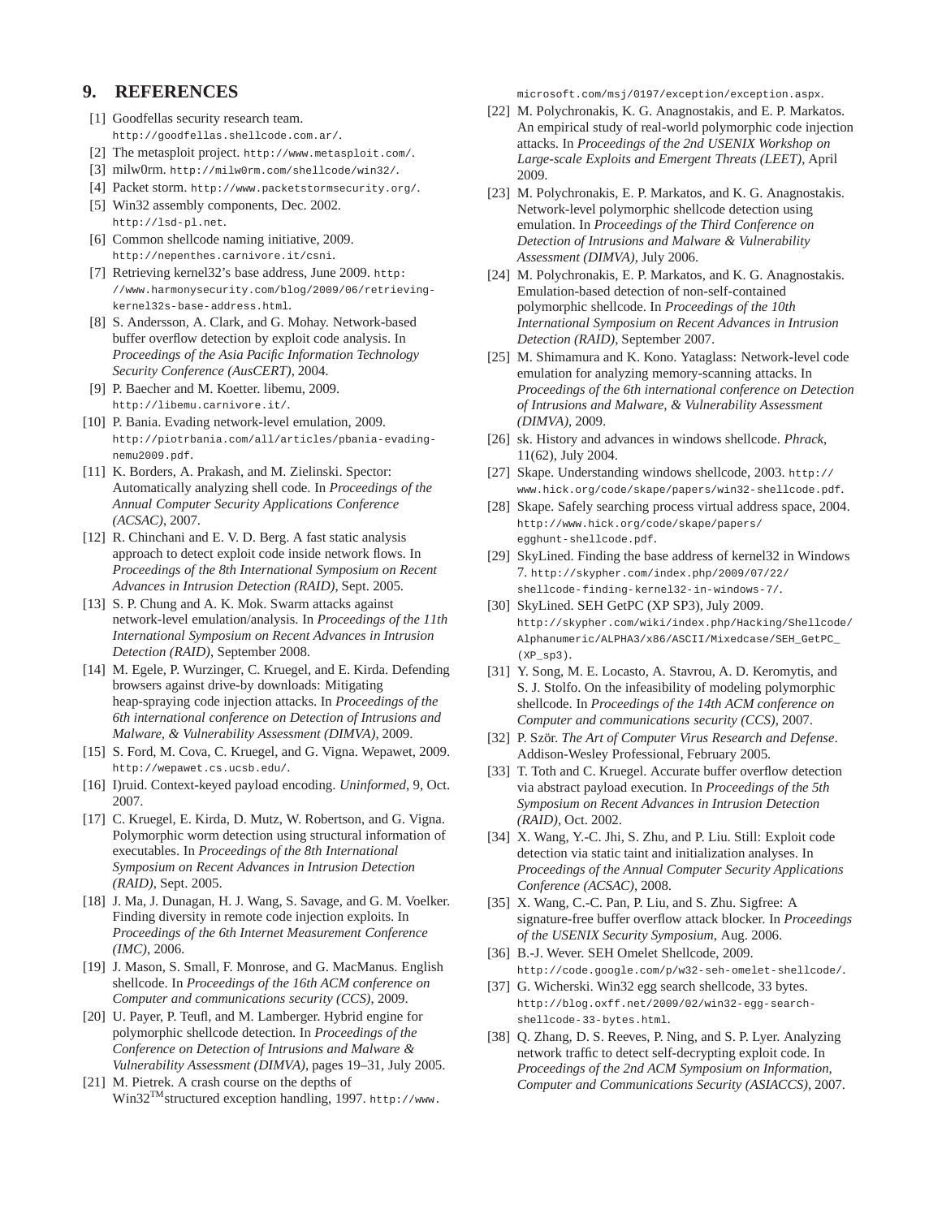## 9. REFERENCES

[1] Goodfellas security research team. http://goodfellas.shellcode.com.ar/.

[2] The metasploit project. http://www.metasploit.com/.

[3] milw0rm. http://milw0rm.com/shellcode/win32/.

[4] Packet storm. http://www.packetstormsecurity.org/.

[5] Win32 assembly components, Dec. 2002. http://lsd-pl.net.

[6] Common shellcode naming initiative, 2009. http://nepenthes.carnivore.it/csni.

[7] Retrieving kernel32's base address, June 2009. http://www.harmonysecurity.com/blog/2009/06/retrieving-kernel32s-base-address.html.

[8] S. Andersson, A. Clark, and G. Mohay. Network-based buffer overflow detection by exploit code analysis. In *Proceedings of the Asia Pacific Information Technology Security Conference (AusCERT)*, 2004.

[9] P. Baecher and M. Koetter. libemu, 2009. http://libemu.carnivore.it/.

[10] P. Bania. Evading network-level emulation, 2009. http://piotrbania.com/all/articles/pbania-evading-nemu2009.pdf.

[11] K. Borders, A. Prakash, and M. Zielinski. Spector: Automatically analyzing shell code. In *Proceedings of the Annual Computer Security Applications Conference (ACSAC)*, 2007.

[12] R. Chinchani and E. V. D. Berg. A fast static analysis approach to detect exploit code inside network flows. In *Proceedings of the 8th International Symposium on Recent Advances in Intrusion Detection (RAID)*, Sept. 2005.

[13] S. P. Chung and A. K. Mok. Swarm attacks against network-level emulation/analysis. In *Proceedings of the 11th International Symposium on Recent Advances in Intrusion Detection (RAID)*, September 2008.

[14] M. Egele, P. Wurzinger, C. Kruegel, and E. Kirda. Defending browsers against drive-by downloads: Mitigating heap-spraying code injection attacks. In *Proceedings of the 6th international conference on Detection of Intrusions and Malware, & Vulnerability Assessment (DIMVA)*, 2009.

[15] S. Ford, M. Cova, C. Kruegel, and G. Vigna. Wepawet, 2009. http://wepawet.cs.ucsb.edu/.

[16] I)ruid. Context-keyed payload encoding. *Uninformed*, 9, Oct. 2007.

[17] C. Kruegel, E. Kirda, D. Mutz, W. Robertson, and G. Vigna. Polymorphic worm detection using structural information of executables. In *Proceedings of the 8th International Symposium on Recent Advances in Intrusion Detection (RAID)*, Sept. 2005.

[18] J. Ma, J. Dunagan, H. J. Wang, S. Savage, and G. M. Voelker. Finding diversity in remote code injection exploits. In *Proceedings of the 6th Internet Measurement Conference (IMC)*, 2006.

[19] J. Mason, S. Small, F. Monrose, and G. MacManus. English shellcode. In *Proceedings of the 16th ACM conference on Computer and communications security (CCS)*, 2009.

[20] U. Payer, P. Teufl, and M. Lamberger. Hybrid engine for polymorphic shellcode detection. In *Proceedings of the Conference on Detection of Intrusions and Malware & Vulnerability Assessment (DIMVA)*, pages 19–31, July 2005.

[21] M. Pietrek. A crash course on the depths of Win32™ structured exception handling, 1997. http://www.microsoft.com/msj/0197/exception/exception.aspx.

[22] M. Polychronakis, K. G. Anagnostakis, and E. P. Markatos. An empirical study of real-world polymorphic code injection attacks. In *Proceedings of the 2nd USENIX Workshop on Large-scale Exploits and Emergent Threats (LEET)*, April 2009.

[23] M. Polychronakis, E. P. Markatos, and K. G. Anagnostakis. Network-level polymorphic shellcode detection using emulation. In *Proceedings of the Third Conference on Detection of Intrusions and Malware & Vulnerability Assessment (DIMVA)*, July 2006.

[24] M. Polychronakis, E. P. Markatos, and K. G. Anagnostakis. Emulation-based detection of non-self-contained polymorphic shellcode. In *Proceedings of the 10th International Symposium on Recent Advances in Intrusion Detection (RAID)*, September 2007.

[25] M. Shimamura and K. Kono. Yataglass: Network-level code emulation for analyzing memory-scanning attacks. In *Proceedings of the 6th international conference on Detection of Intrusions and Malware, & Vulnerability Assessment (DIMVA)*, 2009.

[26] sk. History and advances in windows shellcode. *Phrack*, 11(62), July 2004.

[27] Skape. Understanding windows shellcode, 2003. http://www.hick.org/code/skape/papers/win32-shellcode.pdf.

[28] Skape. Safely searching process virtual address space, 2004. http://www.hick.org/code/skape/papers/egghunt-shellcode.pdf.

[29] SkyLined. Finding the base address of kernel32 in Windows 7. http://skypher.com/index.php/2009/07/22/shellcode-finding-kernel32-in-windows-7/.

[30] SkyLined. SEH GetPC (XP SP3), July 2009. http://skypher.com/wiki/index.php/Hacking/Shellcode/Alphanumeric/ALPHA3/x86/ASCII/Mixedcase/SEH_GetPC_(XP_sp3).

[31] Y. Song, M. E. Locasto, A. Stavrou, A. D. Keromytis, and S. J. Stolfo. On the infeasibility of modeling polymorphic shellcode. In *Proceedings of the 14th ACM conference on Computer and communications security (CCS)*, 2007.

[32] P. Ször. *The Art of Computer Virus Research and Defense*. Addison-Wesley Professional, February 2005.

[33] T. Toth and C. Kruegel. Accurate buffer overflow detection via abstract payload execution. In *Proceedings of the 5th Symposium on Recent Advances in Intrusion Detection (RAID)*, Oct. 2002.

[34] X. Wang, Y.-C. Jhi, S. Zhu, and P. Liu. Still: Exploit code detection via static taint and initialization analyses. In *Proceedings of the Annual Computer Security Applications Conference (ACSAC)*, 2008.

[35] X. Wang, C.-C. Pan, P. Liu, and S. Zhu. Sigfree: A signature-free buffer overflow attack blocker. In *Proceedings of the USENIX Security Symposium*, Aug. 2006.

[36] B.-J. Wever. SEH Omelet Shellcode, 2009. http://code.google.com/p/w32-seh-omelet-shellcode/.

[37] G. Wicherski. Win32 egg search shellcode, 33 bytes. http://blog.oxff.net/2009/02/win32-egg-search-shellcode-33-bytes.html.

[38] Q. Zhang, D. S. Reeves, P. Ning, and S. P. Lyer. Analyzing network traffic to detect self-decrypting exploit code. In *Proceedings of the 2nd ACM Symposium on Information, Computer and Communications Security (ASIACCS)*, 2007.